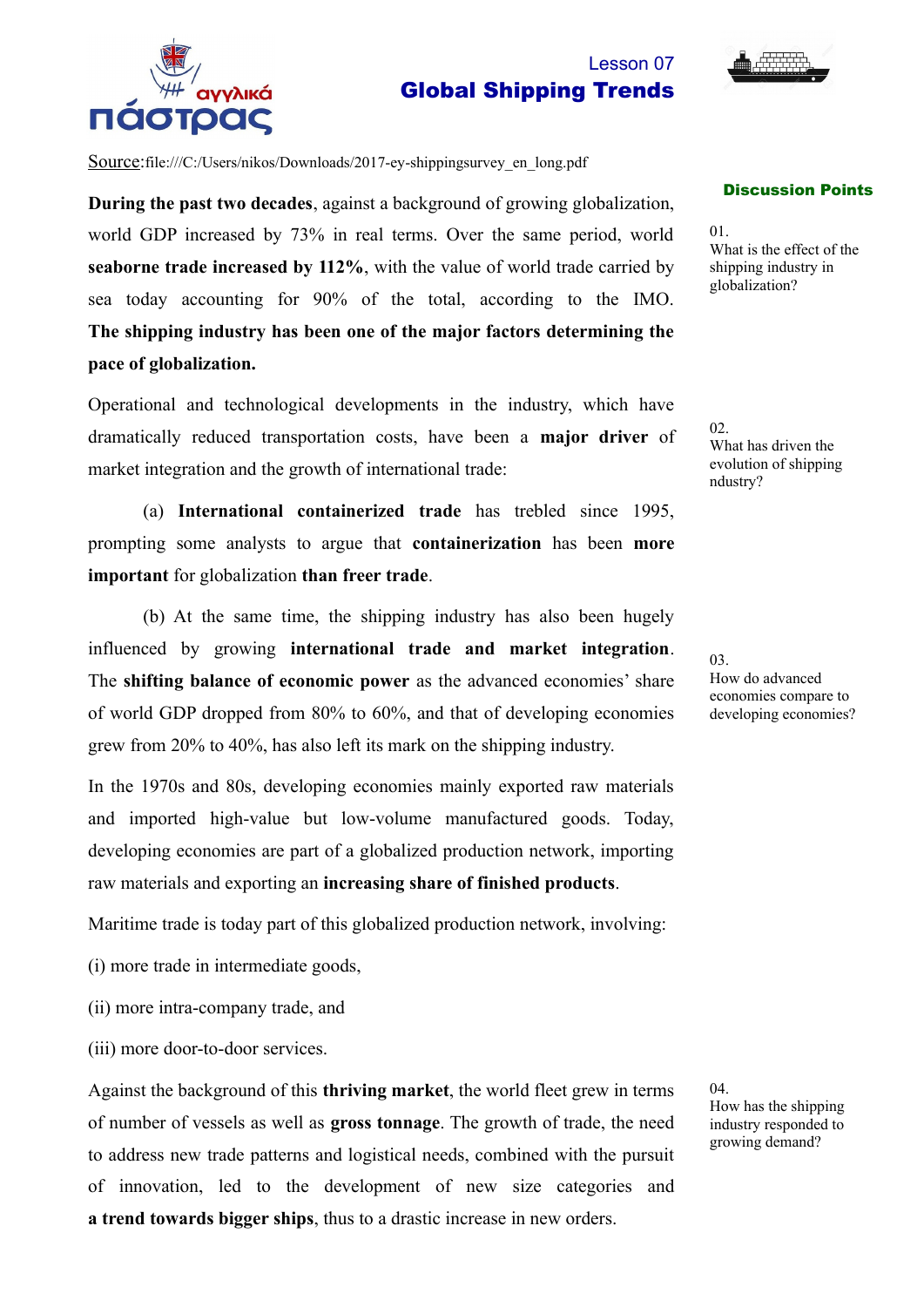Lesson 07

# Global Shipping Trends

Source:file:///C:/Users/nikos/Downloads/2017-ey-shippingsurvey_en_long.pdf

**During the past two decades**, against a background of growing globalization, world GDP increased by 73% in real terms. Over the same period, world **seaborne trade increased by 112%**, with the value of world trade carried by sea today accounting for 90% of the total, according to the IMO. **The shipping industry has been one of the major factors determining the pace of globalization.**

Operational and technological developments in the industry, which have dramatically reduced transportation costs, have been a **major driver** of market integration and the growth of international trade:

(a) **International containerized trade** has trebled since 1995, prompting some analysts to argue that **containerization** has been **more important** for globalization **than freer trade**.

(b) At the same time, the shipping industry has also been hugely influenced by growing **international trade and market integration**. The **shifting balance of economic power** as the advanced economies' share of world GDP dropped from 80% to 60%, and that of developing economies grew from 20% to 40%, has also left its mark on the shipping industry.

In the 1970s and 80s, developing economies mainly exported raw materials and imported high-value but low-volume manufactured goods. Today, developing economies are part of a globalized production network, importing raw materials and exporting an **increasing share of finished products**.

Maritime trade is today part of this globalized production network, involving:

(i) more trade in intermediate goods,

(ii) more intra-company trade, and

(iii) more door-to-door services.

Against the background of this **thriving market**, the world fleet grew in terms of number of vessels as well as **gross tonnage**. The growth of trade, the need to address new trade patterns and logistical needs, combined with the pursuit of innovation, led to the development of new size categories and **a trend towards bigger ships**, thus to a drastic increase in new orders.

### Discussion Points

01.
What is the effect of the shipping industry in globalization?

02.
What has driven the evolution of shipping ndustry?

03.
How do advanced economies compare to developing economies?

04.
How has the shipping industry responded to growing demand?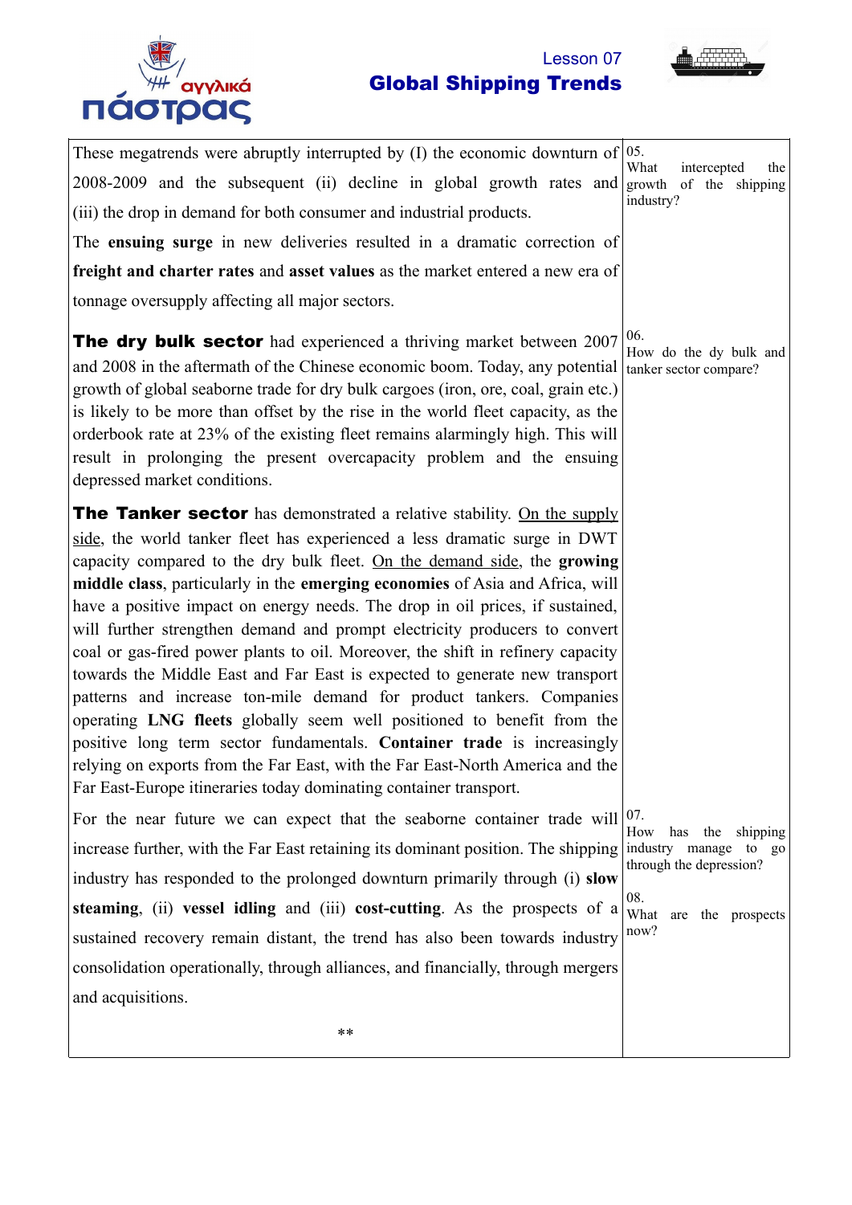# Lesson 07
## Global Shipping Trends

| | |
|---|---|
| These megatrends were abruptly interrupted by (I) the economic downturn of 2008-2009 and the subsequent (ii) decline in global growth rates and (iii) the drop in demand for both consumer and industrial products. The **ensuing surge** in new deliveries resulted in a dramatic correction of **freight and charter rates** and **asset values** as the market entered a new era of tonnage oversupply affecting all major sectors. | 05. What intercepted the growth of the shipping industry? |
| **The dry bulk sector** had experienced a thriving market between 2007 and 2008 in the aftermath of the Chinese economic boom. Today, any potential growth of global seaborne trade for dry bulk cargoes (iron, ore, coal, grain etc.) is likely to be more than offset by the rise in the world fleet capacity, as the orderbook rate at 23% of the existing fleet remains alarmingly high. This will result in prolonging the present overcapacity problem and the ensuing depressed market conditions. **The Tanker sector** has demonstrated a relative stability. On the supply side, the world tanker fleet has experienced a less dramatic surge in DWT capacity compared to the dry bulk fleet. On the demand side, the **growing middle class**, particularly in the **emerging economies** of Asia and Africa, will have a positive impact on energy needs. The drop in oil prices, if sustained, will further strengthen demand and prompt electricity producers to convert coal or gas-fired power plants to oil. Moreover, the shift in refinery capacity towards the Middle East and Far East is expected to generate new transport patterns and increase ton-mile demand for product tankers. Companies operating **LNG fleets** globally seem well positioned to benefit from the positive long term sector fundamentals. **Container trade** is increasingly relying on exports from the Far East, with the Far East-North America and the Far East-Europe itineraries today dominating container transport. | 06. How do the dy bulk and tanker sector compare? |
| For the near future we can expect that the seaborne container trade will increase further, with the Far East retaining its dominant position. The shipping industry has responded to the prolonged downturn primarily through (i) **slow steaming**, (ii) **vessel idling** and (iii) **cost-cutting**. As the prospects of a sustained recovery remain distant, the trend has also been towards industry consolidation operationally, through alliances, and financially, through mergers and acquisitions. ** | 07. How has the shipping industry manage to go through the depression? 08. What are the prospects now? |